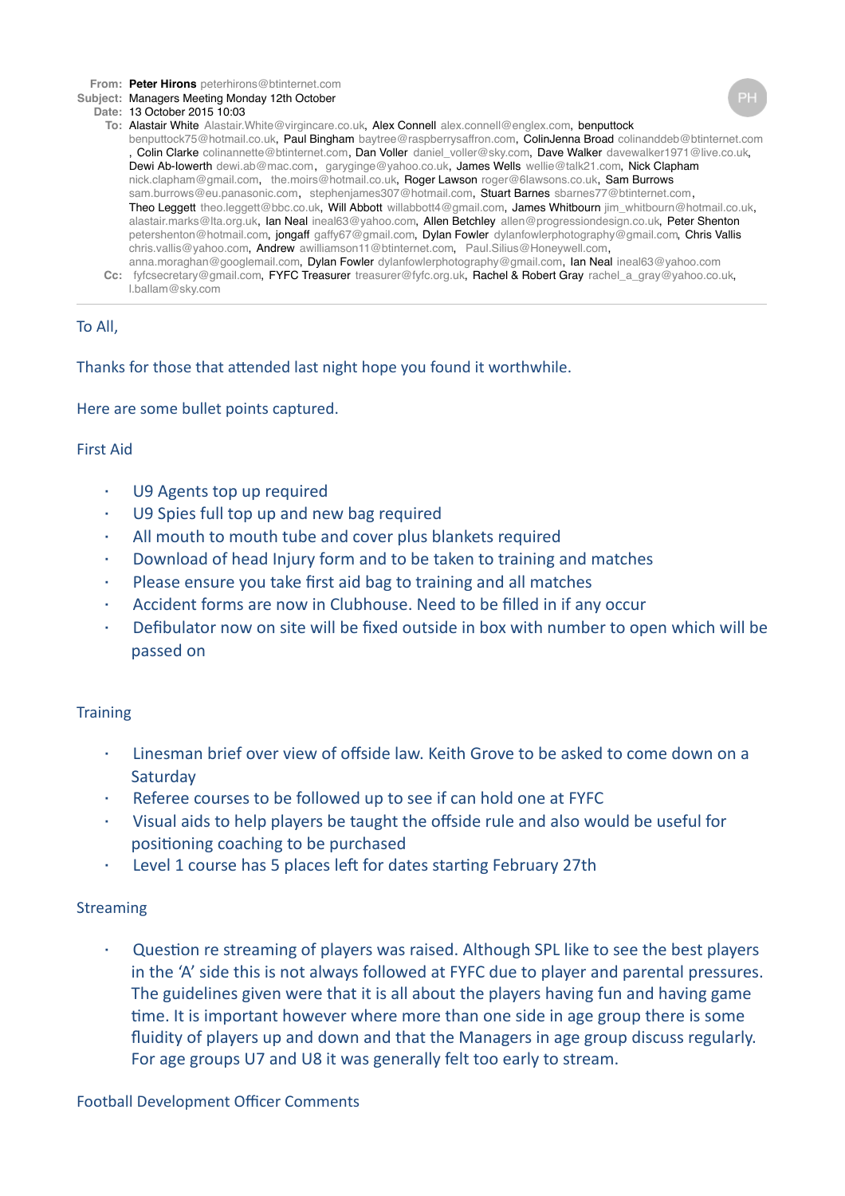**From:** **Peter Hirons** peterhirons@btinternet.com
**Subject:** Managers Meeting Monday 12th October
**Date:** 13 October 2015 10:03
**To:** Alastair White Alastair.White@virgincare.co.uk, Alex Connell alex.connell@englex.com, benputtock benputtock75@hotmail.co.uk, Paul Bingham baytree@raspberrysaffron.com, ColinJenna Broad colinanddeb@btinternet.com , Colin Clarke colinannette@btinternet.com, Dan Voller daniel_voller@sky.com, Dave Walker davewalker1971@live.co.uk, Dewi Ab-Iowerth dewi.ab@mac.com, garyginge@yahoo.co.uk, James Wells wellie@talk21.com, Nick Clapham nick.clapham@gmail.com, the.moirs@hotmail.co.uk, Roger Lawson roger@6lawsons.co.uk, Sam Burrows sam.burrows@eu.panasonic.com, stephenjames307@hotmail.com, Stuart Barnes sbarnes77@btinternet.com, Theo Leggett theo.leggett@bbc.co.uk, Will Abbott willabbott4@gmail.com, James Whitbourn jim_whitbourn@hotmail.co.uk, alastair.marks@lta.org.uk, Ian Neal ineal63@yahoo.com, Allen Betchley allen@progressiondesign.co.uk, Peter Shenton petershenton@hotmail.com, jongaff gaffy67@gmail.com, Dylan Fowler dylanfowlerphotography@gmail.com, Chris Vallis chris.vallis@yahoo.com, Andrew awilliamson11@btinternet.com, Paul.Silius@Honeywell.com, anna.moraghan@googlemail.com, Dylan Fowler dylanfowlerphotography@gmail.com, Ian Neal ineal63@yahoo.com
**Cc:** fyfcsecretary@gmail.com, FYFC Treasurer treasurer@fyfc.org.uk, Rachel & Robert Gray rachel_a_gray@yahoo.co.uk, l.ballam@sky.com

---

To All,

Thanks for those that attended last night hope you found it worthwhile.

Here are some bullet points captured.

First Aid

- U9 Agents top up required
- U9 Spies full top up and new bag required
- All mouth to mouth tube and cover plus blankets required
- Download of head Injury form and to be taken to training and matches
- Please ensure you take first aid bag to training and all matches
- Accident forms are now in Clubhouse. Need to be filled in if any occur
- Defibulator now on site will be fixed outside in box with number to open which will be passed on

Training

- Linesman brief over view of offside law. Keith Grove to be asked to come down on a Saturday
- Referee courses to be followed up to see if can hold one at FYFC
- Visual aids to help players be taught the offside rule and also would be useful for positioning coaching to be purchased
- Level 1 course has 5 places left for dates starting February 27th

Streaming

- Question re streaming of players was raised. Although SPL like to see the best players in the 'A' side this is not always followed at FYFC due to player and parental pressures. The guidelines given were that it is all about the players having fun and having game time. It is important however where more than one side in age group there is some fluidity of players up and down and that the Managers in age group discuss regularly. For age groups U7 and U8 it was generally felt too early to stream.

Football Development Officer Comments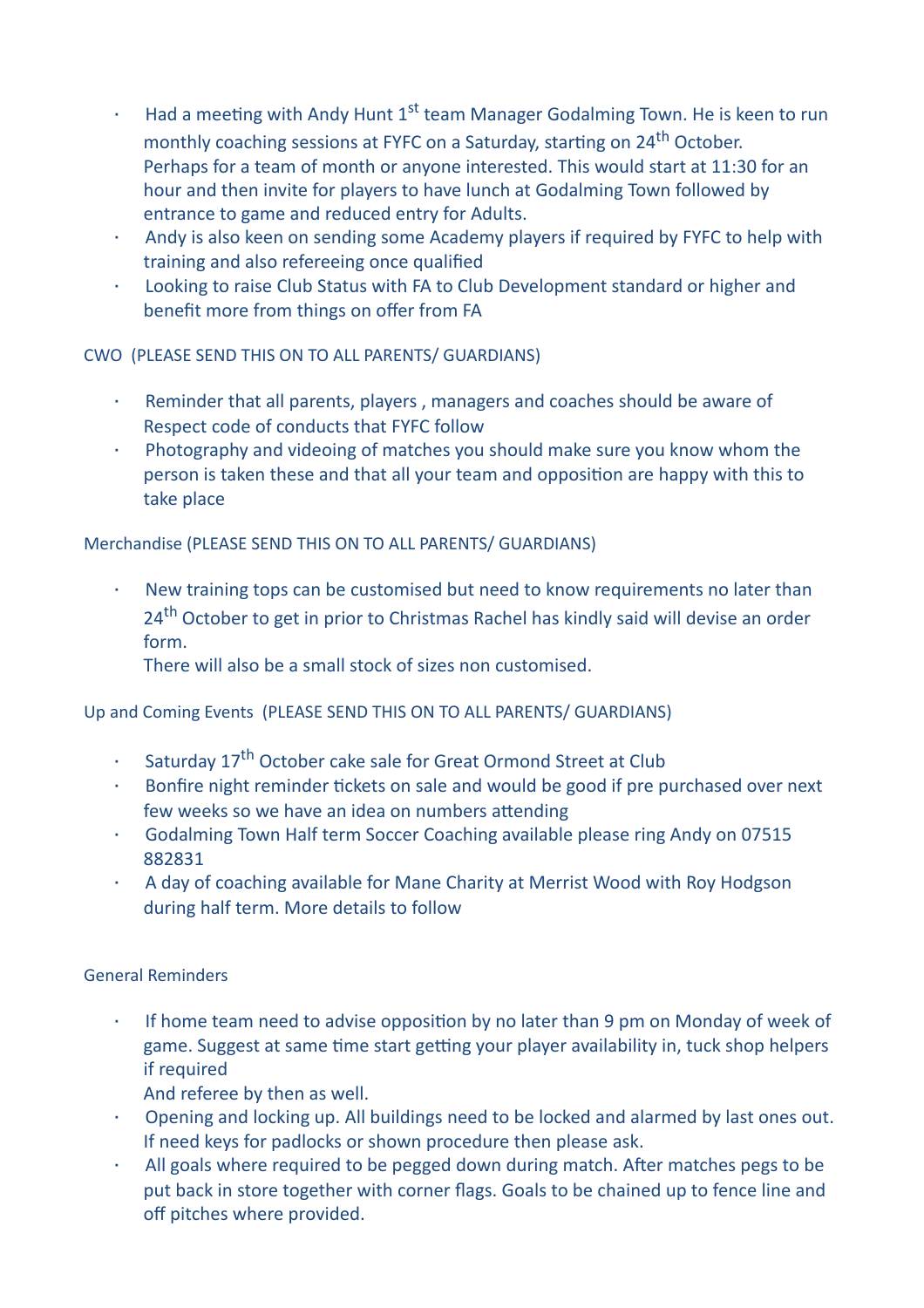- Had a meeting with Andy Hunt 1st team Manager Godalming Town. He is keen to run monthly coaching sessions at FYFC on a Saturday, starting on 24th October. Perhaps for a team of month or anyone interested. This would start at 11:30 for an hour and then invite for players to have lunch at Godalming Town followed by entrance to game and reduced entry for Adults.
- Andy is also keen on sending some Academy players if required by FYFC to help with training and also refereeing once qualified
- Looking to raise Club Status with FA to Club Development standard or higher and benefit more from things on offer from FA

CWO (PLEASE SEND THIS ON TO ALL PARENTS/ GUARDIANS)

- Reminder that all parents, players , managers and coaches should be aware of Respect code of conducts that FYFC follow
- Photography and videoing of matches you should make sure you know whom the person is taken these and that all your team and opposition are happy with this to take place

Merchandise (PLEASE SEND THIS ON TO ALL PARENTS/ GUARDIANS)

- New training tops can be customised but need to know requirements no later than 24th October to get in prior to Christmas Rachel has kindly said will devise an order form.
  There will also be a small stock of sizes non customised.

Up and Coming Events (PLEASE SEND THIS ON TO ALL PARENTS/ GUARDIANS)

- Saturday 17th October cake sale for Great Ormond Street at Club
- Bonfire night reminder tickets on sale and would be good if pre purchased over next few weeks so we have an idea on numbers attending
- Godalming Town Half term Soccer Coaching available please ring Andy on 07515 882831
- A day of coaching available for Mane Charity at Merrist Wood with Roy Hodgson during half term. More details to follow

General Reminders

- If home team need to advise opposition by no later than 9 pm on Monday of week of game. Suggest at same time start getting your player availability in, tuck shop helpers if required
  And referee by then as well.
- Opening and locking up. All buildings need to be locked and alarmed by last ones out. If need keys for padlocks or shown procedure then please ask.
- All goals where required to be pegged down during match. After matches pegs to be put back in store together with corner flags. Goals to be chained up to fence line and off pitches where provided.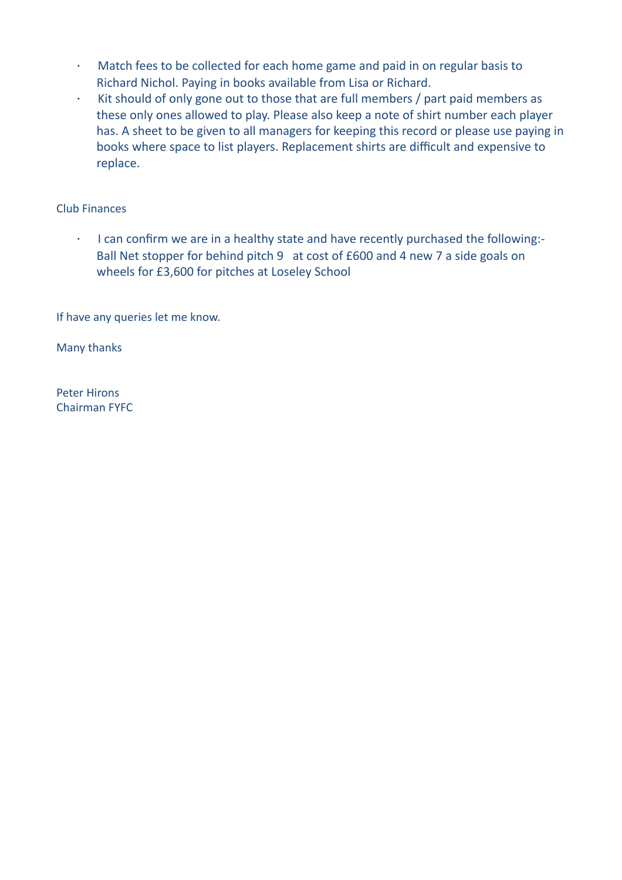- Match fees to be collected for each home game and paid in on regular basis to Richard Nichol. Paying in books available from Lisa or Richard.
- Kit should of only gone out to those that are full members / part paid members as these only ones allowed to play. Please also keep a note of shirt number each player has. A sheet to be given to all managers for keeping this record or please use paying in books where space to list players. Replacement shirts are difficult and expensive to replace.

Club Finances

- I can confirm we are in a healthy state and have recently purchased the following:- Ball Net stopper for behind pitch 9 at cost of £600 and 4 new 7 a side goals on wheels for £3,600 for pitches at Loseley School

If have any queries let me know.

Many thanks

Peter Hirons
Chairman FYFC